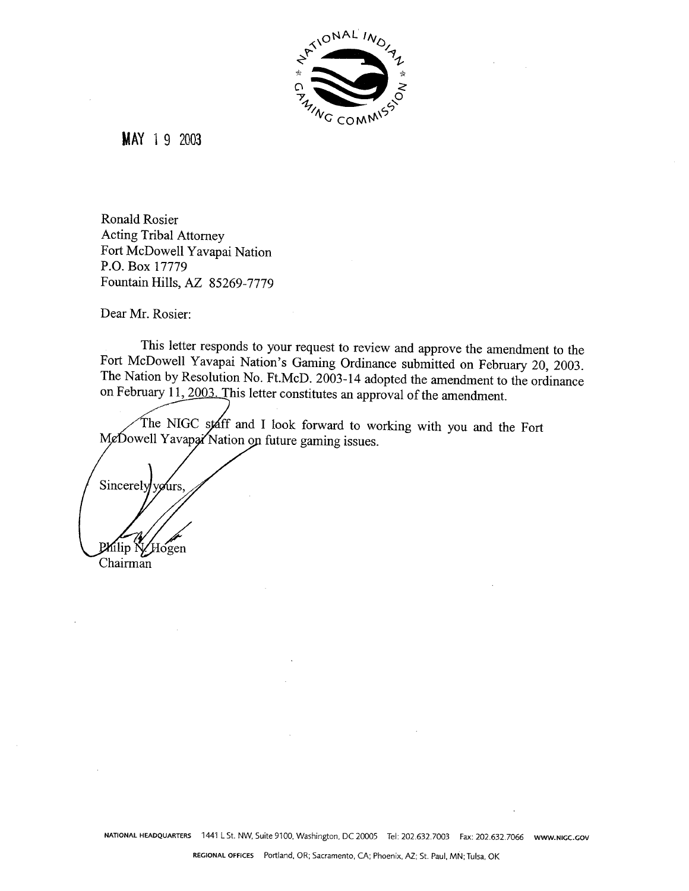MAY 19 2003

Ronald Rosier
Acting Tribal Attorney
Fort McDowell Yavapai Nation
P.O. Box 17779
Fountain Hills, AZ 85269-7779

Dear Mr. Rosier:

This letter responds to your request to review and approve the amendment to the Fort McDowell Yavapai Nation's Gaming Ordinance submitted on February 20, 2003. The Nation by Resolution No. Ft.McD. 2003-14 adopted the amendment to the ordinance on February 11, 2003. This letter constitutes an approval of the amendment.

The NIGC staff and I look forward to working with you and the Fort McDowell Yavapai Nation on future gaming issues.

Sincerely yours,

Philip N. Hogen
Chairman

NATIONAL HEADQUARTERS 1441 L St. NW, Suite 9100, Washington, DC 20005 Tel: 202.632.7003 Fax: 202.632.7066 WWW.NIGC.GOV

REGIONAL OFFICES Portland, OR; Sacramento, CA; Phoenix, AZ; St. Paul, MN; Tulsa, OK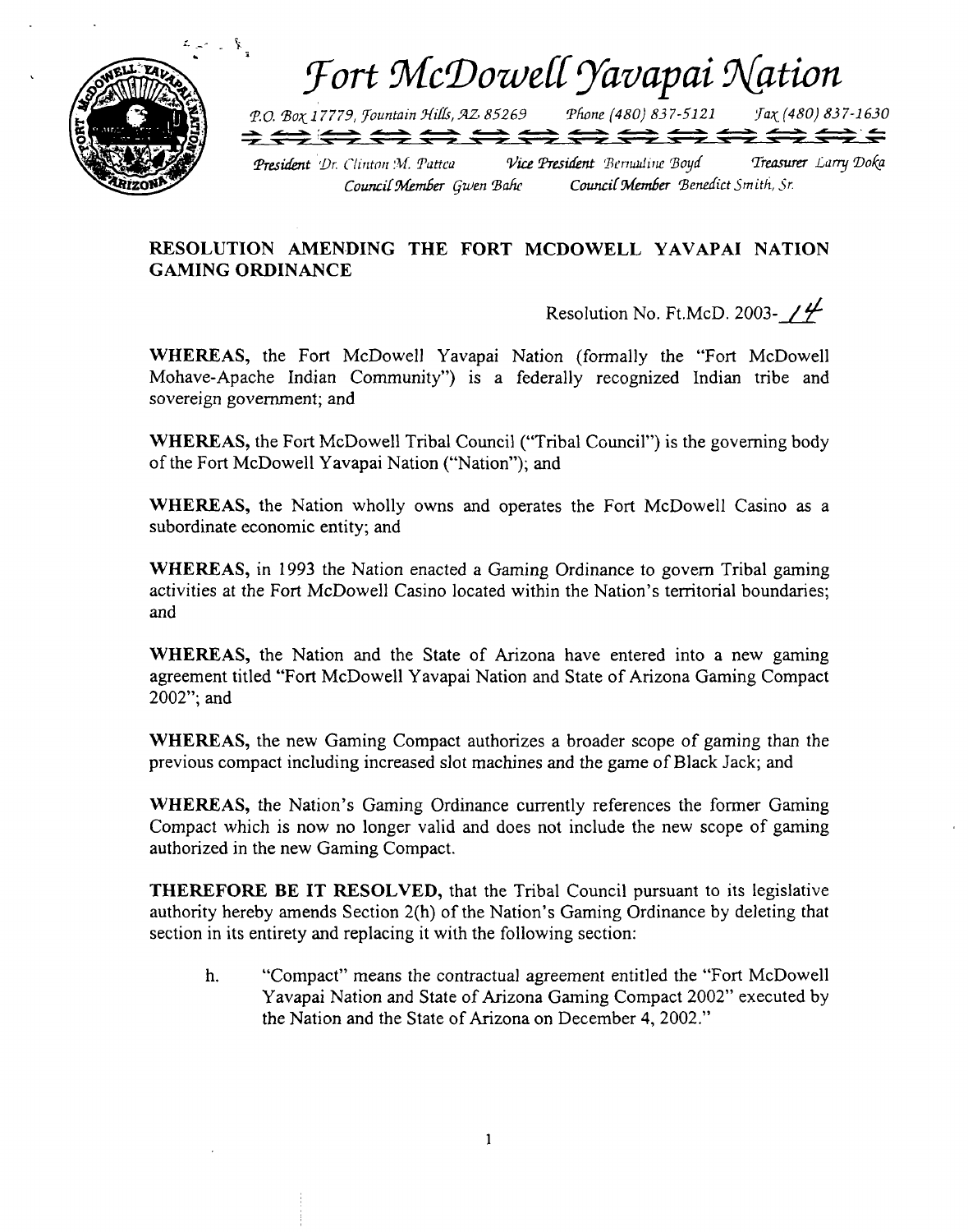# *Fort McDowell Yavapai Nation*

*P.O. Box 17779, Fountain Hills, AZ 85269* *Phone (480) 837-5121* *Fax (480) 837-1630*

*President* Dr. Clinton M. Pattea *Vice President* Bernadine Boyd *Treasurer* Larry Doka
*Council Member* Gwen Bahe *Council Member* Benedict Smith, Sr.

**RESOLUTION AMENDING THE FORT MCDOWELL YAVAPAI NATION GAMING ORDINANCE**

Resolution No. Ft.McD. 2003-14

**WHEREAS,** the Fort McDowell Yavapai Nation (formally the "Fort McDowell Mohave-Apache Indian Community") is a federally recognized Indian tribe and sovereign government; and

**WHEREAS,** the Fort McDowell Tribal Council ("Tribal Council") is the governing body of the Fort McDowell Yavapai Nation ("Nation"); and

**WHEREAS,** the Nation wholly owns and operates the Fort McDowell Casino as a subordinate economic entity; and

**WHEREAS,** in 1993 the Nation enacted a Gaming Ordinance to govern Tribal gaming activities at the Fort McDowell Casino located within the Nation's territorial boundaries; and

**WHEREAS,** the Nation and the State of Arizona have entered into a new gaming agreement titled "Fort McDowell Yavapai Nation and State of Arizona Gaming Compact 2002"; and

**WHEREAS,** the new Gaming Compact authorizes a broader scope of gaming than the previous compact including increased slot machines and the game of Black Jack; and

**WHEREAS,** the Nation's Gaming Ordinance currently references the former Gaming Compact which is now no longer valid and does not include the new scope of gaming authorized in the new Gaming Compact.

**THEREFORE BE IT RESOLVED,** that the Tribal Council pursuant to its legislative authority hereby amends Section 2(h) of the Nation's Gaming Ordinance by deleting that section in its entirety and replacing it with the following section:

h. "Compact" means the contractual agreement entitled the "Fort McDowell Yavapai Nation and State of Arizona Gaming Compact 2002" executed by the Nation and the State of Arizona on December 4, 2002."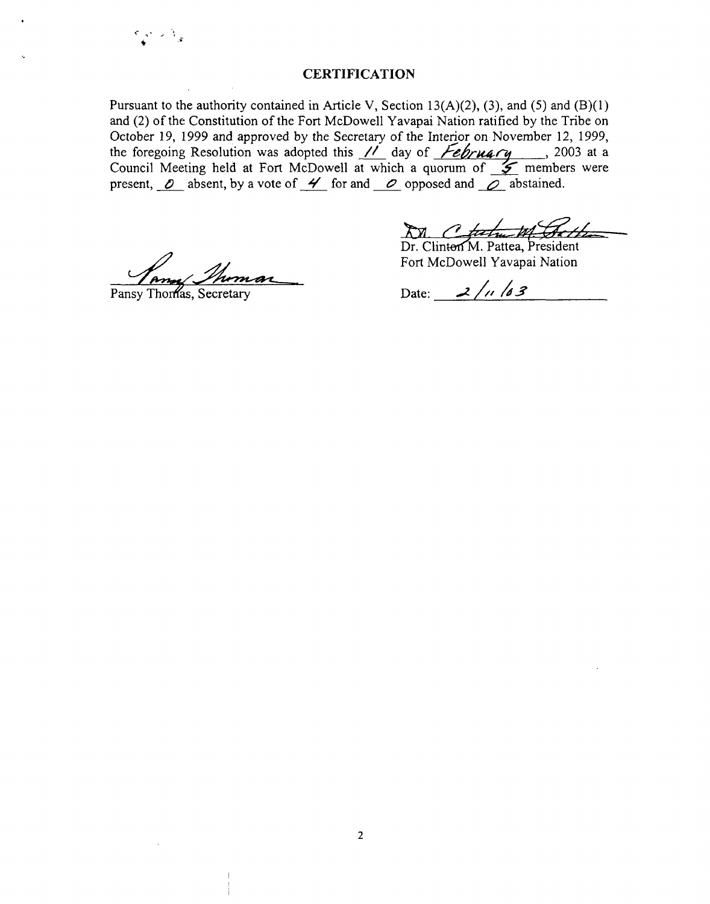# CERTIFICATION

Pursuant to the authority contained in Article V, Section 13(A)(2), (3), and (5) and (B)(1) and (2) of the Constitution of the Fort McDowell Yavapai Nation ratified by the Tribe on October 19, 1999 and approved by the Secretary of the Interior on November 12, 1999, the foregoing Resolution was adopted this 11 day of February, 2003 at a Council Meeting held at Fort McDowell at which a quorum of 5 members were present, 0 absent, by a vote of 4 for and 0 opposed and 0 abstained.

Dr. Clinton M. Pattea, President
Fort McDowell Yavapai Nation

Date: 2/11/03

Pansy Thomas, Secretary